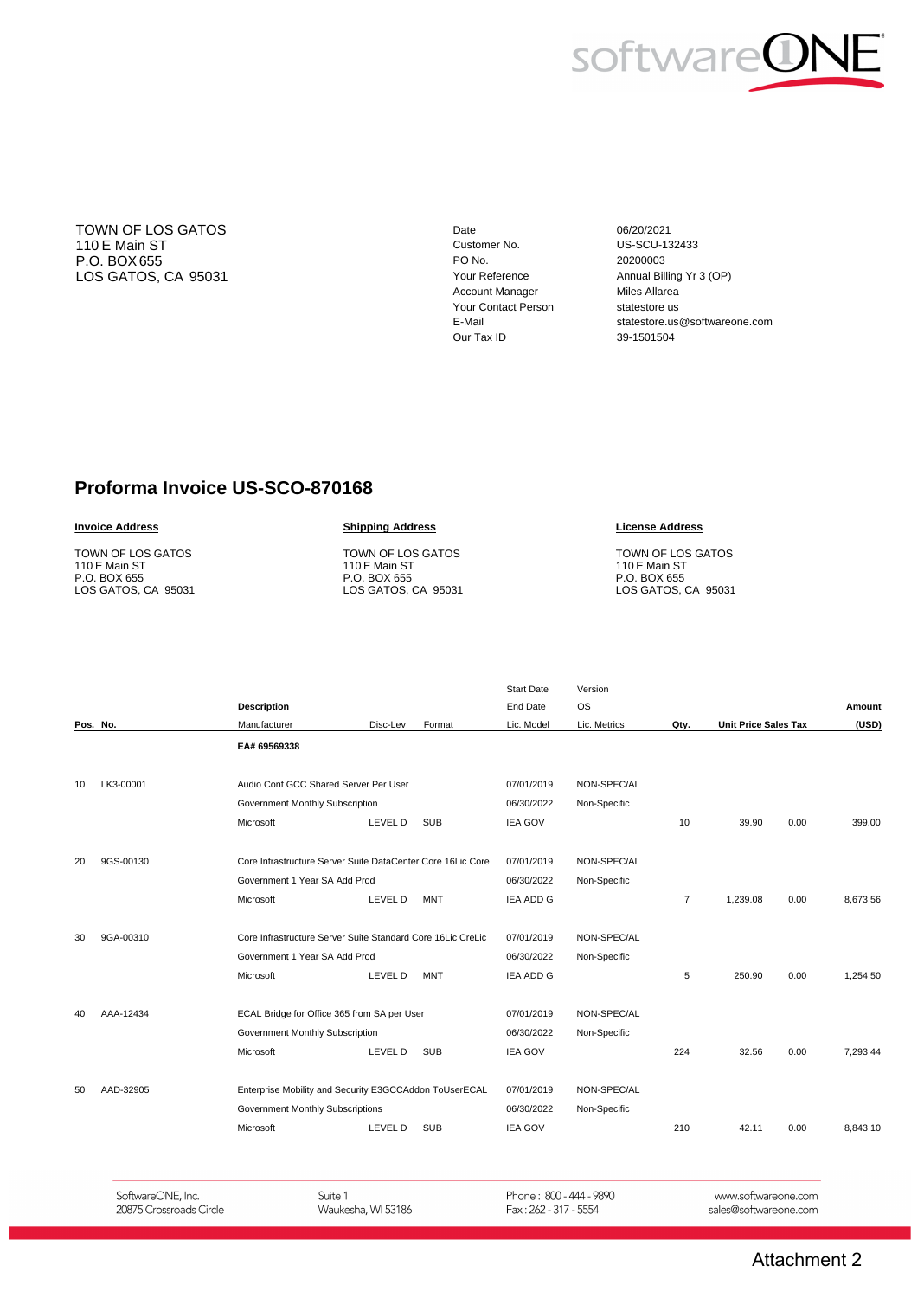TOWN OF LOS GATOS
110 E Main ST
P.O. BOX 655
LOS GATOS, CA 95031

| | |
|---|---|
| Date | 06/20/2021 |
| Customer No. | US-SCU-132433 |
| PO No. | 20200003 |
| Your Reference | Annual Billing Yr 3 (OP) |
| Account Manager | Miles Allarea |
| Your Contact Person | statestore us |
| E-Mail | statestore.us@softwareone.com |
| Our Tax ID | 39-1501504 |

# Proforma Invoice US-SCO-870168

**Invoice Address**

TOWN OF LOS GATOS
110 E Main ST
P.O. BOX 655
LOS GATOS, CA 95031

**Shipping Address**

TOWN OF LOS GATOS
110 E Main ST
P.O. BOX 655
LOS GATOS, CA 95031

**License Address**

TOWN OF LOS GATOS
110 E Main ST
P.O. BOX 655
LOS GATOS, CA 95031

| Pos. | No. | Description / Manufacturer | Disc-Lev. | Format | Start Date / End Date / Lic. Model | Version / OS / Lic. Metrics | Qty. | Unit Price | Sales Tax | Amount (USD) |
|---|---|---|---|---|---|---|---|---|---|---|
| | | **EA# 69569338** | | | | | | | | |
| 10 | LK3-00001 | Audio Conf GCC Shared Server Per User<br>Government Monthly Subscription<br>Microsoft | LEVEL D | SUB | 07/01/2019<br>06/30/2022<br>IEA GOV | NON-SPEC/AL<br>Non-Specific | 10 | 39.90 | 0.00 | 399.00 |
| 20 | 9GS-00130 | Core Infrastructure Server Suite DataCenter Core 16Lic Core<br>Government 1 Year SA Add Prod<br>Microsoft | LEVEL D | MNT | 07/01/2019<br>06/30/2022<br>IEA ADD G | NON-SPEC/AL<br>Non-Specific | 7 | 1,239.08 | 0.00 | 8,673.56 |
| 30 | 9GA-00310 | Core Infrastructure Server Suite Standard Core 16Lic CreLic<br>Government 1 Year SA Add Prod<br>Microsoft | LEVEL D | MNT | 07/01/2019<br>06/30/2022<br>IEA ADD G | NON-SPEC/AL<br>Non-Specific | 5 | 250.90 | 0.00 | 1,254.50 |
| 40 | AAA-12434 | ECAL Bridge for Office 365 from SA per User<br>Government Monthly Subscription<br>Microsoft | LEVEL D | SUB | 07/01/2019<br>06/30/2022<br>IEA GOV | NON-SPEC/AL<br>Non-Specific | 224 | 32.56 | 0.00 | 7,293.44 |
| 50 | AAD-32905 | Enterprise Mobility and Security E3GCCAddon ToUserECAL<br>Government Monthly Subscriptions<br>Microsoft | LEVEL D | SUB | 07/01/2019<br>06/30/2022<br>IEA GOV | NON-SPEC/AL<br>Non-Specific | 210 | 42.11 | 0.00 | 8,843.10 |

SoftwareONE, Inc.
20875 Crossroads Circle
Suite 1
Waukesha, WI 53186
Phone : 800 - 444 - 9890
Fax : 262 - 317 - 5554
www.softwareone.com
sales@softwareone.com

Attachment 2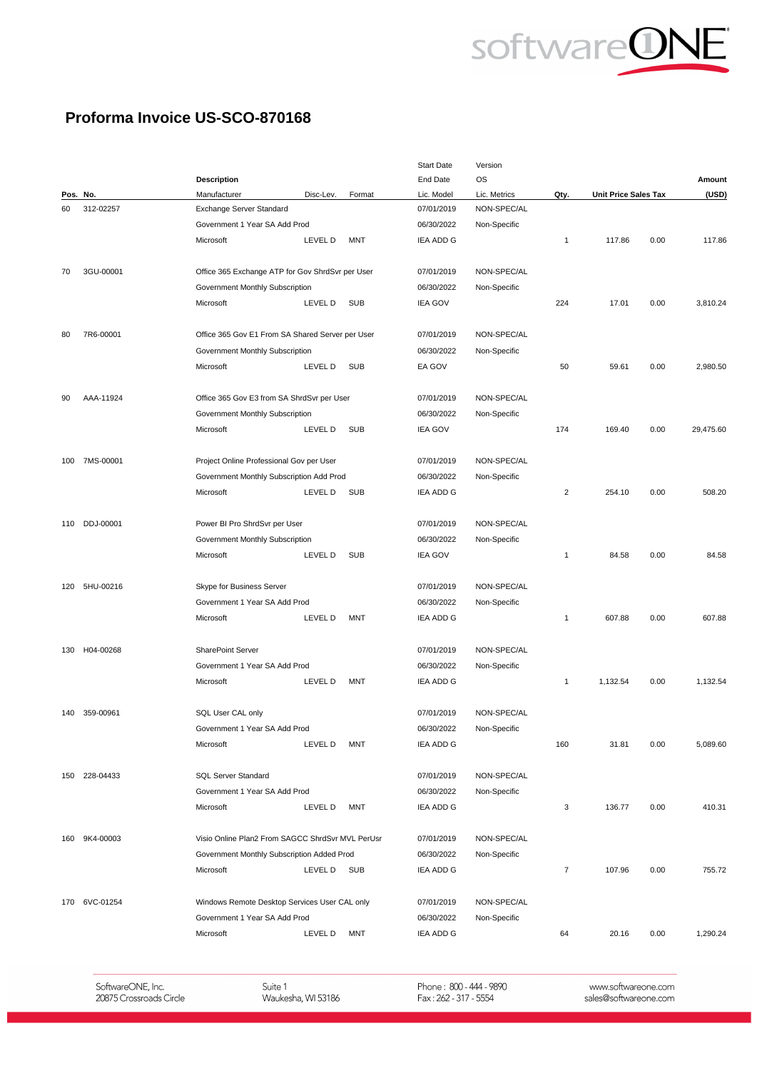# Proforma Invoice US-SCO-870168

| Pos. | No. | Description / Manufacturer | Disc-Lev. | Format | Start Date / End Date / Lic. Model | Version / OS / Lic. Metrics | Qty. | Unit Price | Sales Tax | Amount (USD) |
|---|---|---|---|---|---|---|---|---|---|---|
| 60 | 312-02257 | Exchange Server Standard<br>Government 1 Year SA Add Prod<br>Microsoft | LEVEL D | MNT | 07/01/2019<br>06/30/2022<br>IEA ADD G | NON-SPEC/AL<br>Non-Specific | 1 | 117.86 | 0.00 | 117.86 |
| 70 | 3GU-00001 | Office 365 Exchange ATP for Gov ShrdSvr per User<br>Government Monthly Subscription<br>Microsoft | LEVEL D | SUB | 07/01/2019<br>06/30/2022<br>IEA GOV | NON-SPEC/AL<br>Non-Specific | 224 | 17.01 | 0.00 | 3,810.24 |
| 80 | 7R6-00001 | Office 365 Gov E1 From SA Shared Server per User<br>Government Monthly Subscription<br>Microsoft | LEVEL D | SUB | 07/01/2019<br>06/30/2022<br>EA GOV | NON-SPEC/AL<br>Non-Specific | 50 | 59.61 | 0.00 | 2,980.50 |
| 90 | AAA-11924 | Office 365 Gov E3 from SA ShrdSvr per User<br>Government Monthly Subscription<br>Microsoft | LEVEL D | SUB | 07/01/2019<br>06/30/2022<br>IEA GOV | NON-SPEC/AL<br>Non-Specific | 174 | 169.40 | 0.00 | 29,475.60 |
| 100 | 7MS-00001 | Project Online Professional Gov per User<br>Government Monthly Subscription Add Prod<br>Microsoft | LEVEL D | SUB | 07/01/2019<br>06/30/2022<br>IEA ADD G | NON-SPEC/AL<br>Non-Specific | 2 | 254.10 | 0.00 | 508.20 |
| 110 | DDJ-00001 | Power BI Pro ShrdSvr per User<br>Government Monthly Subscription<br>Microsoft | LEVEL D | SUB | 07/01/2019<br>06/30/2022<br>IEA GOV | NON-SPEC/AL<br>Non-Specific | 1 | 84.58 | 0.00 | 84.58 |
| 120 | 5HU-00216 | Skype for Business Server<br>Government 1 Year SA Add Prod<br>Microsoft | LEVEL D | MNT | 07/01/2019<br>06/30/2022<br>IEA ADD G | NON-SPEC/AL<br>Non-Specific | 1 | 607.88 | 0.00 | 607.88 |
| 130 | H04-00268 | SharePoint Server<br>Government 1 Year SA Add Prod<br>Microsoft | LEVEL D | MNT | 07/01/2019<br>06/30/2022<br>IEA ADD G | NON-SPEC/AL<br>Non-Specific | 1 | 1,132.54 | 0.00 | 1,132.54 |
| 140 | 359-00961 | SQL User CAL only<br>Government 1 Year SA Add Prod<br>Microsoft | LEVEL D | MNT | 07/01/2019<br>06/30/2022<br>IEA ADD G | NON-SPEC/AL<br>Non-Specific | 160 | 31.81 | 0.00 | 5,089.60 |
| 150 | 228-04433 | SQL Server Standard<br>Government 1 Year SA Add Prod<br>Microsoft | LEVEL D | MNT | 07/01/2019<br>06/30/2022<br>IEA ADD G | NON-SPEC/AL<br>Non-Specific | 3 | 136.77 | 0.00 | 410.31 |
| 160 | 9K4-00003 | Visio Online Plan2 From SAGCC ShrdSvr MVL PerUsr<br>Government Monthly Subscription Added Prod<br>Microsoft | LEVEL D | SUB | 07/01/2019<br>06/30/2022<br>IEA ADD G | NON-SPEC/AL<br>Non-Specific | 7 | 107.96 | 0.00 | 755.72 |
| 170 | 6VC-01254 | Windows Remote Desktop Services User CAL only<br>Government 1 Year SA Add Prod<br>Microsoft | LEVEL D | MNT | 07/01/2019<br>06/30/2022<br>IEA ADD G | NON-SPEC/AL<br>Non-Specific | 64 | 20.16 | 0.00 | 1,290.24 |

SoftwareONE, Inc.
20875 Crossroads Circle
Suite 1
Waukesha, WI 53186
Phone : 800 - 444 - 9890
Fax : 262 - 317 - 5554
www.softwareone.com
sales@softwareone.com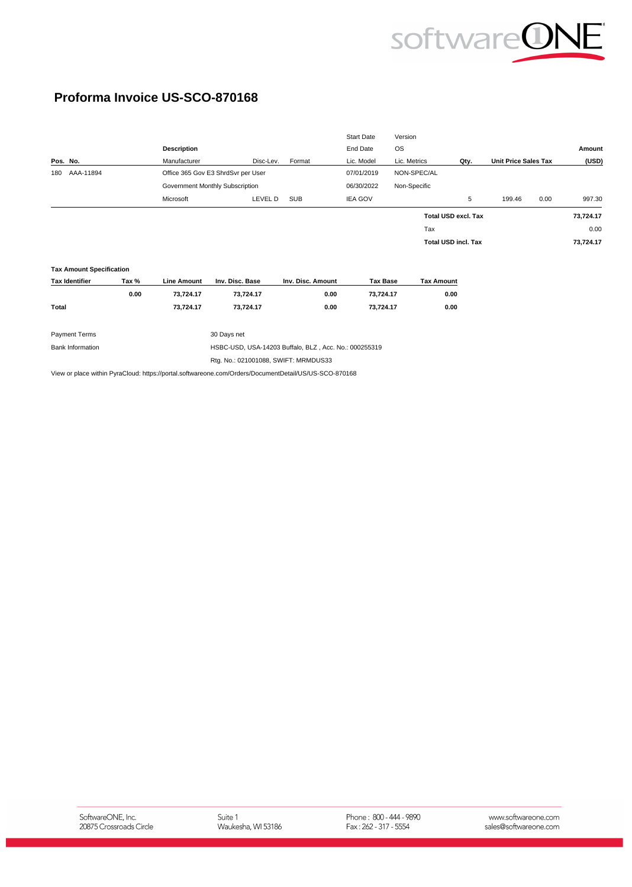## Proforma Invoice US-SCO-870168

| Pos. | No. | Description / Manufacturer | Disc-Lev. | Format | Start Date / End Date / Lic. Model | Version / OS / Lic. Metrics | Qty. | Unit Price | Sales Tax | Amount (USD) |
|---|---|---|---|---|---|---|---|---|---|---|
| 180 | AAA-11894 | Office 365 Gov E3 ShrdSvr per User | | | 07/01/2019 | NON-SPEC/AL | | | | |
| | | Government Monthly Subscription | | | 06/30/2022 | Non-Specific | | | | |
| | | Microsoft | LEVEL D | SUB | IEA GOV | | 5 | 199.46 | 0.00 | 997.30 |

| | |
|---|---|
| **Total USD excl. Tax** | **73,724.17** |
| Tax | 0.00 |
| **Total USD incl. Tax** | **73,724.17** |

**Tax Amount Specification**

| Tax Identifier | Tax % | Line Amount | Inv. Disc. Base | Inv. Disc. Amount | Tax Base | Tax Amount |
|---|---|---|---|---|---|---|
| | **0.00** | **73,724.17** | **73,724.17** | **0.00** | **73,724.17** | **0.00** |
| **Total** | | **73,724.17** | **73,724.17** | **0.00** | **73,724.17** | **0.00** |

| | |
|---|---|
| Payment Terms | 30 Days net |
| Bank Information | HSBC-USD, USA-14203 Buffalo, BLZ , Acc. No.: 000255319 |
| | Rtg. No.: 021001088, SWIFT: MRMDUS33 |

View or place within PyraCloud: https://portal.softwareone.com/Orders/DocumentDetail/US/US-SCO-870168

SoftwareONE, Inc.
20875 Crossroads Circle
Suite 1
Waukesha, WI 53186
Phone : 800 - 444 - 9890
Fax : 262 - 317 - 5554
www.softwareone.com
sales@softwareone.com